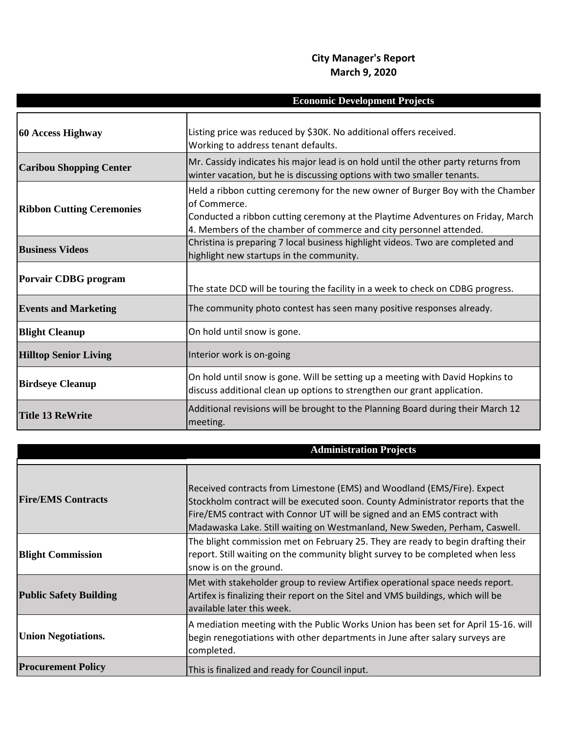# City Manager's Report
## March 9, 2020

| Economic Development Projects | |
|---|---|
| **60 Access Highway** | Listing price was reduced by $30K. No additional offers received.<br>Working to address tenant defaults. |
| **Caribou Shopping Center** | Mr. Cassidy indicates his major lead is on hold until the other party returns from winter vacation, but he is discussing options with two smaller tenants. |
| **Ribbon Cutting Ceremonies** | Held a ribbon cutting ceremony for the new owner of Burger Boy with the Chamber of Commerce.<br>Conducted a ribbon cutting ceremony at the Playtime Adventures on Friday, March 4. Members of the chamber of commerce and city personnel attended. |
| **Business Videos** | Christina is preparing 7 local business highlight videos. Two are completed and highlight new startups in the community. |
| **Porvair CDBG program** | The state DCD will be touring the facility in a week to check on CDBG progress. |
| **Events and Marketing** | The community photo contest has seen many positive responses already. |
| **Blight Cleanup** | On hold until snow is gone. |
| **Hilltop Senior Living** | Interior work is on-going |
| **Birdseye Cleanup** | On hold until snow is gone. Will be setting up a meeting with David Hopkins to discuss additional clean up options to strengthen our grant application. |
| **Title 13 ReWrite** | Additional revisions will be brought to the Planning Board during their March 12 meeting. |

| Administration Projects | |
|---|---|
| **Fire/EMS Contracts** | Received contracts from Limestone (EMS) and Woodland (EMS/Fire). Expect Stockholm contract will be executed soon. County Administrator reports that the Fire/EMS contract with Connor UT will be signed and an EMS contract with Madawaska Lake. Still waiting on Westmanland, New Sweden, Perham, Caswell. |
| **Blight Commission** | The blight commission met on February 25. They are ready to begin drafting their report. Still waiting on the community blight survey to be completed when less snow is on the ground. |
| **Public Safety Building** | Met with stakeholder group to review Artifiex operational space needs report. Artifex is finalizing their report on the Sitel and VMS buildings, which will be available later this week. |
| **Union Negotiations.** | A mediation meeting with the Public Works Union has been set for April 15-16. will begin renegotiations with other departments in June after salary surveys are completed. |
| **Procurement Policy** | This is finalized and ready for Council input. |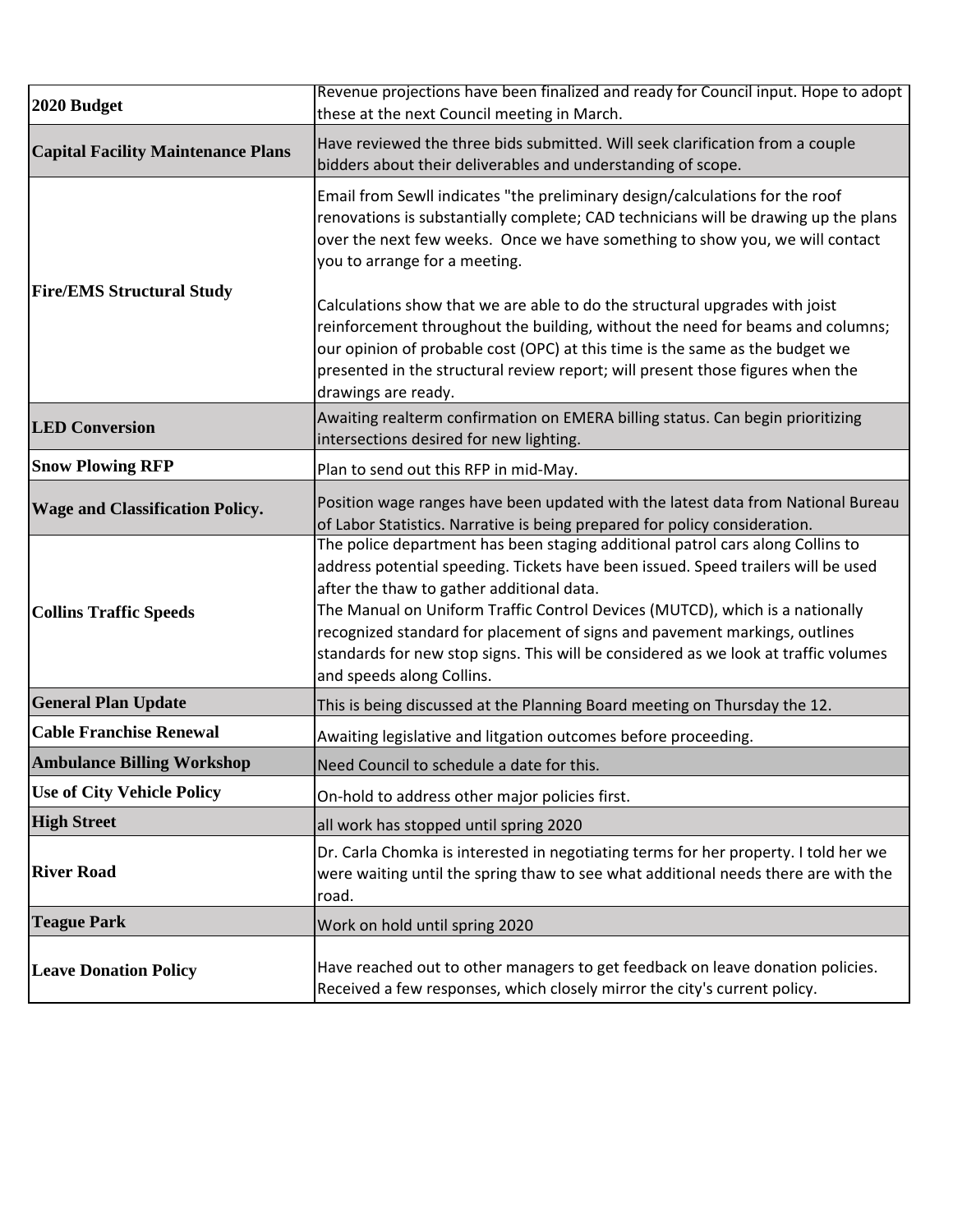| | |
|---|---|
| **2020 Budget** | Revenue projections have been finalized and ready for Council input. Hope to adopt these at the next Council meeting in March. |
| **Capital Facility Maintenance Plans** | Have reviewed the three bids submitted. Will seek clarification from a couple bidders about their deliverables and understanding of scope. |
| **Fire/EMS Structural Study** | Email from Sewll indicates "the preliminary design/calculations for the roof renovations is substantially complete; CAD technicians will be drawing up the plans over the next few weeks. Once we have something to show you, we will contact you to arrange for a meeting.<br><br>Calculations show that we are able to do the structural upgrades with joist reinforcement throughout the building, without the need for beams and columns; our opinion of probable cost (OPC) at this time is the same as the budget we presented in the structural review report; will present those figures when the drawings are ready. |
| **LED Conversion** | Awaiting realterm confirmation on EMERA billing status. Can begin prioritizing intersections desired for new lighting. |
| **Snow Plowing RFP** | Plan to send out this RFP in mid-May. |
| **Wage and Classification Policy.** | Position wage ranges have been updated with the latest data from National Bureau of Labor Statistics. Narrative is being prepared for policy consideration. |
| **Collins Traffic Speeds** | The police department has been staging additional patrol cars along Collins to address potential speeding. Tickets have been issued. Speed trailers will be used after the thaw to gather additional data.<br>The Manual on Uniform Traffic Control Devices (MUTCD), which is a nationally recognized standard for placement of signs and pavement markings, outlines standards for new stop signs. This will be considered as we look at traffic volumes and speeds along Collins. |
| **General Plan Update** | This is being discussed at the Planning Board meeting on Thursday the 12. |
| **Cable Franchise Renewal** | Awaiting legislative and litgation outcomes before proceeding. |
| **Ambulance Billing Workshop** | Need Council to schedule a date for this. |
| **Use of City Vehicle Policy** | On-hold to address other major policies first. |
| **High Street** | all work has stopped until spring 2020 |
| **River Road** | Dr. Carla Chomka is interested in negotiating terms for her property. I told her we were waiting until the spring thaw to see what additional needs there are with the road. |
| **Teague Park** | Work on hold until spring 2020 |
| **Leave Donation Policy** | Have reached out to other managers to get feedback on leave donation policies. Received a few responses, which closely mirror the city's current policy. |